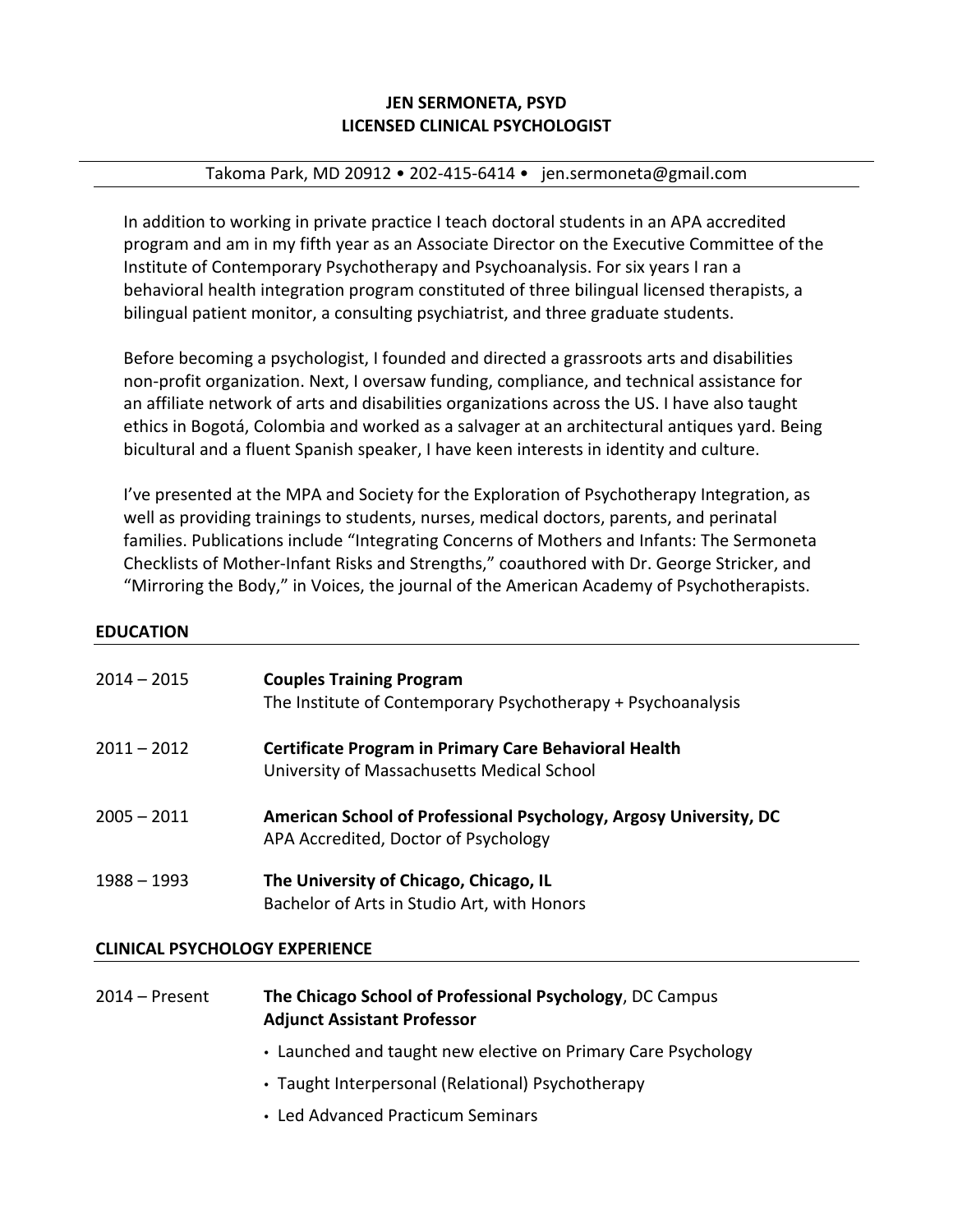# JEN SERMONETA, PSYD
## LICENSED CLINICAL PSYCHOLOGIST

Takoma Park, MD 20912 • 202-415-6414 • jen.sermoneta@gmail.com

In addition to working in private practice I teach doctoral students in an APA accredited program and am in my fifth year as an Associate Director on the Executive Committee of the Institute of Contemporary Psychotherapy and Psychoanalysis. For six years I ran a behavioral health integration program constituted of three bilingual licensed therapists, a bilingual patient monitor, a consulting psychiatrist, and three graduate students.

Before becoming a psychologist, I founded and directed a grassroots arts and disabilities non-profit organization. Next, I oversaw funding, compliance, and technical assistance for an affiliate network of arts and disabilities organizations across the US. I have also taught ethics in Bogotá, Colombia and worked as a salvager at an architectural antiques yard. Being bicultural and a fluent Spanish speaker, I have keen interests in identity and culture.

I've presented at the MPA and Society for the Exploration of Psychotherapy Integration, as well as providing trainings to students, nurses, medical doctors, parents, and perinatal families. Publications include "Integrating Concerns of Mothers and Infants: The Sermoneta Checklists of Mother-Infant Risks and Strengths," coauthored with Dr. George Stricker, and "Mirroring the Body," in Voices, the journal of the American Academy of Psychotherapists.

## EDUCATION

2014 – 2015 **Couples Training Program**
The Institute of Contemporary Psychotherapy + Psychoanalysis

2011 – 2012 **Certificate Program in Primary Care Behavioral Health**
University of Massachusetts Medical School

2005 – 2011 **American School of Professional Psychology, Argosy University, DC**
APA Accredited, Doctor of Psychology

1988 – 1993 **The University of Chicago, Chicago, IL**
Bachelor of Arts in Studio Art, with Honors

## CLINICAL PSYCHOLOGY EXPERIENCE

2014 – Present **The Chicago School of Professional Psychology**, DC Campus
**Adjunct Assistant Professor**

- Launched and taught new elective on Primary Care Psychology
- Taught Interpersonal (Relational) Psychotherapy
- Led Advanced Practicum Seminars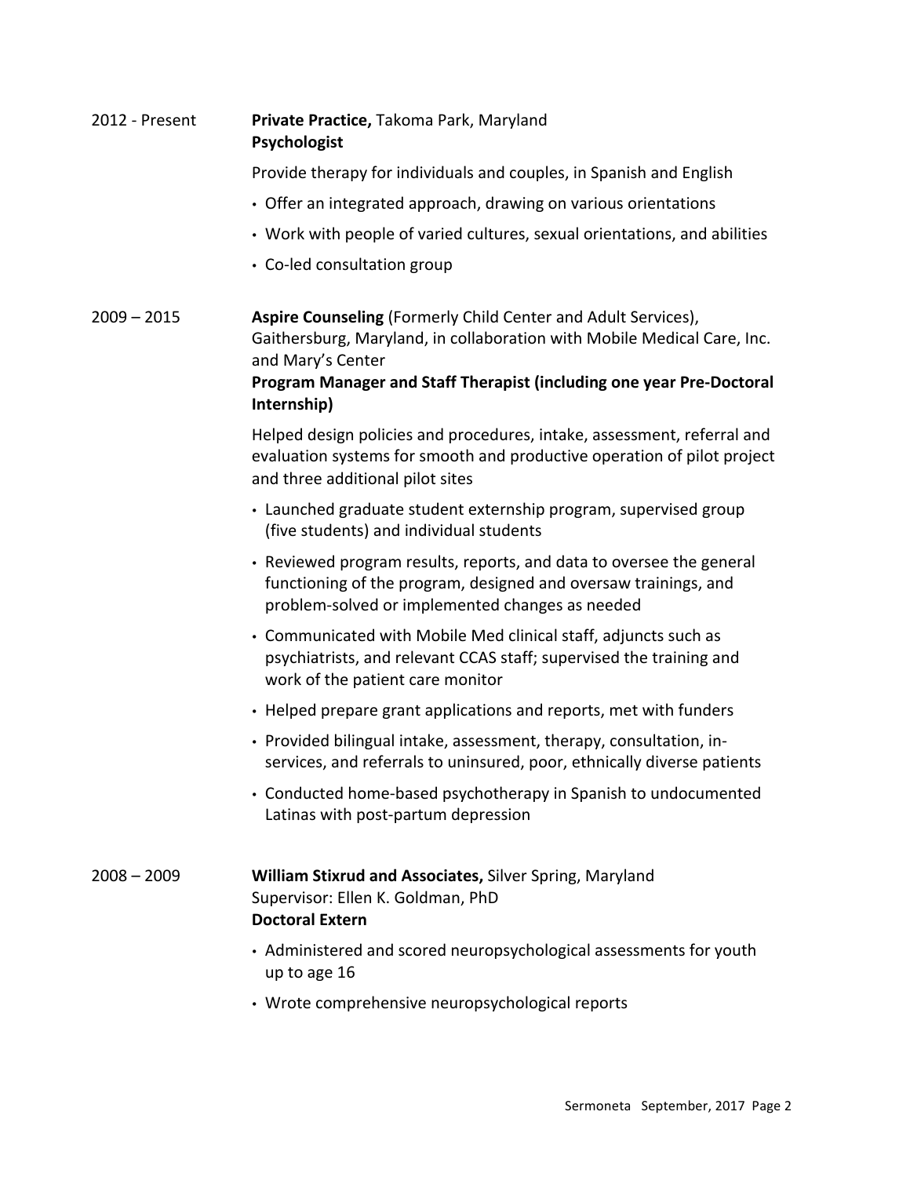2012 - Present **Private Practice,** Takoma Park, Maryland
**Psychologist**

Provide therapy for individuals and couples, in Spanish and English

- Offer an integrated approach, drawing on various orientations
- Work with people of varied cultures, sexual orientations, and abilities
- Co-led consultation group

2009 – 2015 **Aspire Counseling** (Formerly Child Center and Adult Services), Gaithersburg, Maryland, in collaboration with Mobile Medical Care, Inc. and Mary's Center
**Program Manager and Staff Therapist (including one year Pre-Doctoral Internship)**

Helped design policies and procedures, intake, assessment, referral and evaluation systems for smooth and productive operation of pilot project and three additional pilot sites

- Launched graduate student externship program, supervised group (five students) and individual students
- Reviewed program results, reports, and data to oversee the general functioning of the program, designed and oversaw trainings, and problem-solved or implemented changes as needed
- Communicated with Mobile Med clinical staff, adjuncts such as psychiatrists, and relevant CCAS staff; supervised the training and work of the patient care monitor
- Helped prepare grant applications and reports, met with funders
- Provided bilingual intake, assessment, therapy, consultation, in-services, and referrals to uninsured, poor, ethnically diverse patients
- Conducted home-based psychotherapy in Spanish to undocumented Latinas with post-partum depression

2008 – 2009 **William Stixrud and Associates,** Silver Spring, Maryland
Supervisor: Ellen K. Goldman, PhD
**Doctoral Extern**

- Administered and scored neuropsychological assessments for youth up to age 16
- Wrote comprehensive neuropsychological reports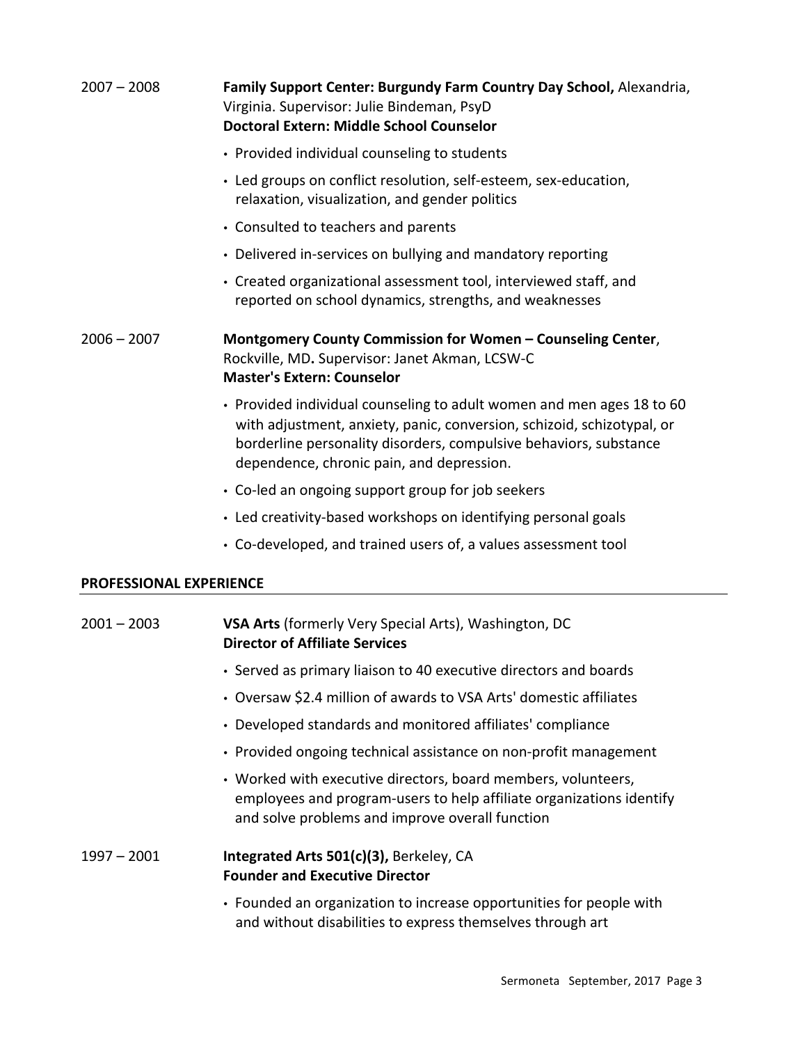2007 – 2008 **Family Support Center: Burgundy Farm Country Day School,** Alexandria, Virginia. Supervisor: Julie Bindeman, PsyD
**Doctoral Extern: Middle School Counselor**

- Provided individual counseling to students
- Led groups on conflict resolution, self-esteem, sex-education, relaxation, visualization, and gender politics
- Consulted to teachers and parents
- Delivered in-services on bullying and mandatory reporting
- Created organizational assessment tool, interviewed staff, and reported on school dynamics, strengths, and weaknesses

2006 – 2007 **Montgomery County Commission for Women – Counseling Center**, Rockville, MD**.** Supervisor: Janet Akman, LCSW-C
**Master's Extern: Counselor**

- Provided individual counseling to adult women and men ages 18 to 60 with adjustment, anxiety, panic, conversion, schizoid, schizotypal, or borderline personality disorders, compulsive behaviors, substance dependence, chronic pain, and depression.
- Co-led an ongoing support group for job seekers
- Led creativity-based workshops on identifying personal goals
- Co-developed, and trained users of, a values assessment tool

## PROFESSIONAL EXPERIENCE

2001 – 2003 **VSA Arts** (formerly Very Special Arts), Washington, DC
**Director of Affiliate Services**

- Served as primary liaison to 40 executive directors and boards
- Oversaw $2.4 million of awards to VSA Arts' domestic affiliates
- Developed standards and monitored affiliates' compliance
- Provided ongoing technical assistance on non-profit management
- Worked with executive directors, board members, volunteers, employees and program-users to help affiliate organizations identify and solve problems and improve overall function

1997 – 2001 **Integrated Arts 501(c)(3),** Berkeley, CA
**Founder and Executive Director**

- Founded an organization to increase opportunities for people with and without disabilities to express themselves through art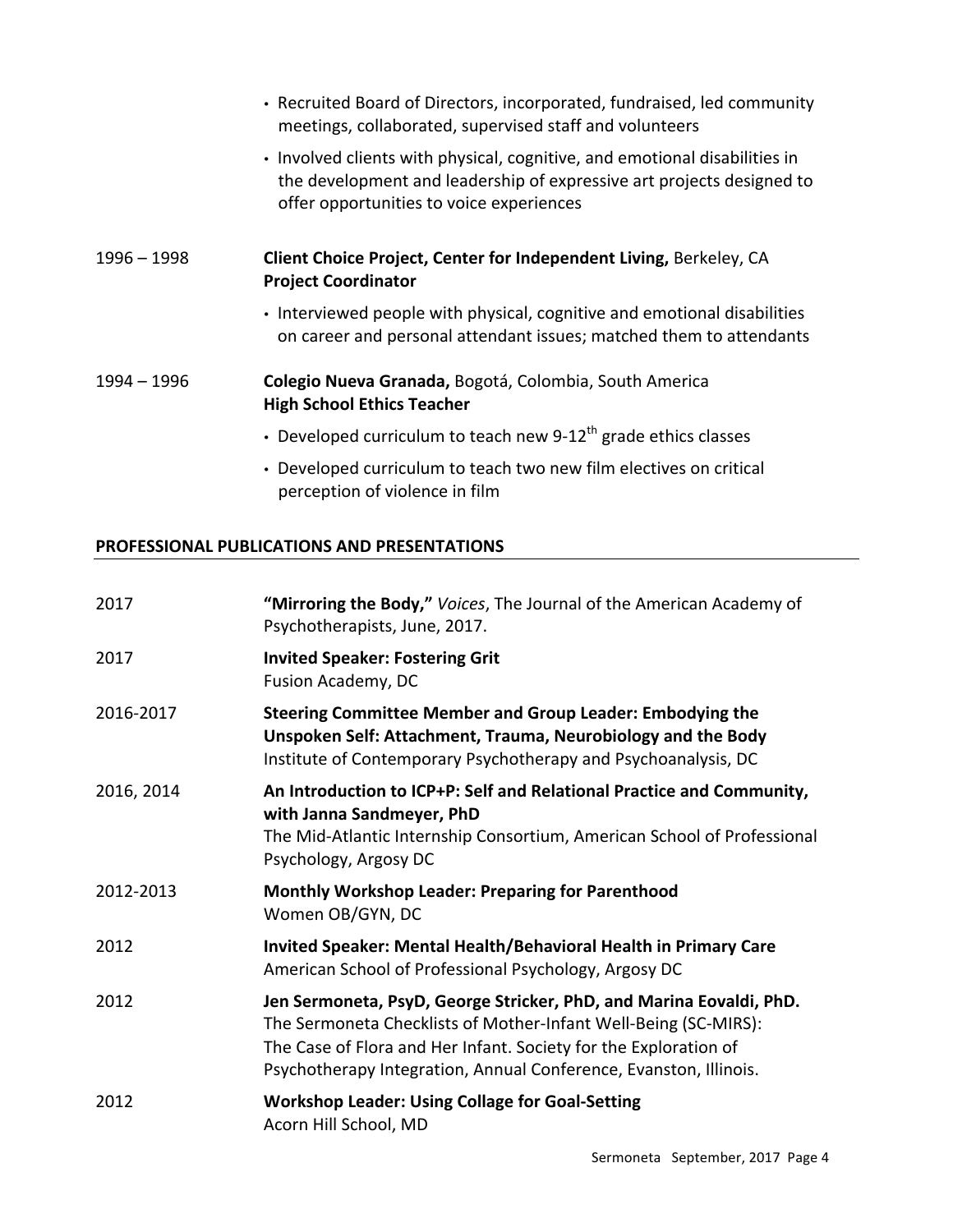- Recruited Board of Directors, incorporated, fundraised, led community meetings, collaborated, supervised staff and volunteers
- Involved clients with physical, cognitive, and emotional disabilities in the development and leadership of expressive art projects designed to offer opportunities to voice experiences

1996 – 1998 **Client Choice Project, Center for Independent Living,** Berkeley, CA
**Project Coordinator**

- Interviewed people with physical, cognitive and emotional disabilities on career and personal attendant issues; matched them to attendants

1994 – 1996 **Colegio Nueva Granada,** Bogotá, Colombia, South America
**High School Ethics Teacher**

- Developed curriculum to teach new 9-12th grade ethics classes
- Developed curriculum to teach two new film electives on critical perception of violence in film

## PROFESSIONAL PUBLICATIONS AND PRESENTATIONS

2017 **"Mirroring the Body,"** *Voices*, The Journal of the American Academy of Psychotherapists, June, 2017.

2017 **Invited Speaker: Fostering Grit**
Fusion Academy, DC

2016-2017 **Steering Committee Member and Group Leader: Embodying the Unspoken Self: Attachment, Trauma, Neurobiology and the Body**
Institute of Contemporary Psychotherapy and Psychoanalysis, DC

2016, 2014 **An Introduction to ICP+P: Self and Relational Practice and Community, with Janna Sandmeyer, PhD**
The Mid-Atlantic Internship Consortium, American School of Professional Psychology, Argosy DC

2012-2013 **Monthly Workshop Leader: Preparing for Parenthood**
Women OB/GYN, DC

2012 **Invited Speaker: Mental Health/Behavioral Health in Primary Care**
American School of Professional Psychology, Argosy DC

2012 **Jen Sermoneta, PsyD, George Stricker, PhD, and Marina Eovaldi, PhD.** The Sermoneta Checklists of Mother-Infant Well-Being (SC-MIRS): The Case of Flora and Her Infant. Society for the Exploration of Psychotherapy Integration, Annual Conference, Evanston, Illinois.

2012 **Workshop Leader: Using Collage for Goal-Setting**
Acorn Hill School, MD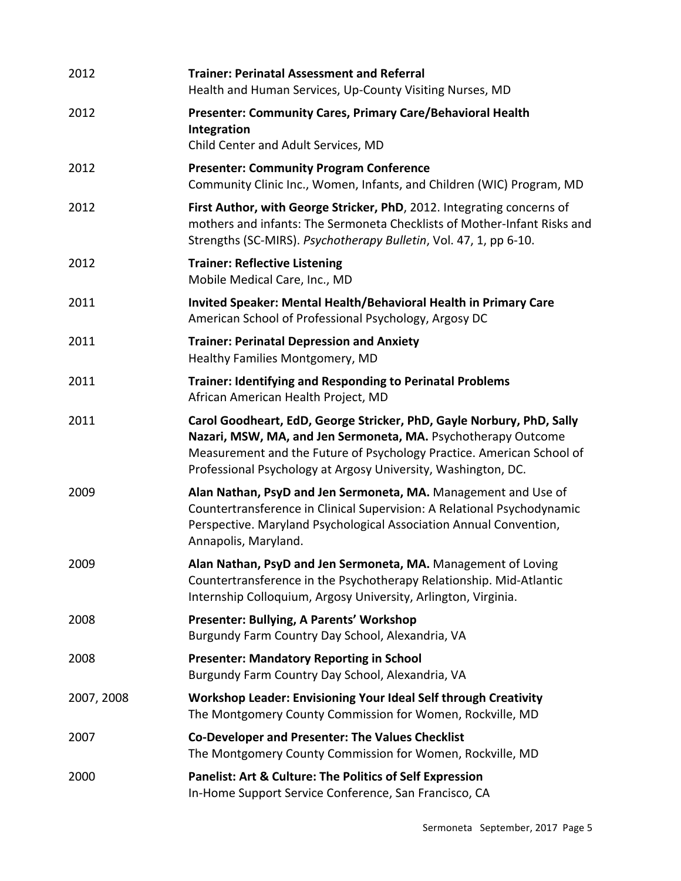| | |
|---|---|
| 2012 | **Trainer: Perinatal Assessment and Referral**<br>Health and Human Services, Up-County Visiting Nurses, MD |
| 2012 | **Presenter: Community Cares, Primary Care/Behavioral Health Integration**<br>Child Center and Adult Services, MD |
| 2012 | **Presenter: Community Program Conference**<br>Community Clinic Inc., Women, Infants, and Children (WIC) Program, MD |
| 2012 | **First Author, with George Stricker, PhD**, 2012. Integrating concerns of mothers and infants: The Sermoneta Checklists of Mother-Infant Risks and Strengths (SC-MIRS). *Psychotherapy Bulletin*, Vol. 47, 1, pp 6-10. |
| 2012 | **Trainer: Reflective Listening**<br>Mobile Medical Care, Inc., MD |
| 2011 | **Invited Speaker: Mental Health/Behavioral Health in Primary Care**<br>American School of Professional Psychology, Argosy DC |
| 2011 | **Trainer: Perinatal Depression and Anxiety**<br>Healthy Families Montgomery, MD |
| 2011 | **Trainer: Identifying and Responding to Perinatal Problems**<br>African American Health Project, MD |
| 2011 | **Carol Goodheart, EdD, George Stricker, PhD, Gayle Norbury, PhD, Sally Nazari, MSW, MA, and Jen Sermoneta, MA.** Psychotherapy Outcome Measurement and the Future of Psychology Practice. American School of Professional Psychology at Argosy University, Washington, DC. |
| 2009 | **Alan Nathan, PsyD and Jen Sermoneta, MA.** Management and Use of Countertransference in Clinical Supervision: A Relational Psychodynamic Perspective. Maryland Psychological Association Annual Convention, Annapolis, Maryland. |
| 2009 | **Alan Nathan, PsyD and Jen Sermoneta, MA.** Management of Loving Countertransference in the Psychotherapy Relationship. Mid-Atlantic Internship Colloquium, Argosy University, Arlington, Virginia. |
| 2008 | **Presenter: Bullying, A Parents' Workshop**<br>Burgundy Farm Country Day School, Alexandria, VA |
| 2008 | **Presenter: Mandatory Reporting in School**<br>Burgundy Farm Country Day School, Alexandria, VA |
| 2007, 2008 | **Workshop Leader: Envisioning Your Ideal Self through Creativity**<br>The Montgomery County Commission for Women, Rockville, MD |
| 2007 | **Co-Developer and Presenter: The Values Checklist**<br>The Montgomery County Commission for Women, Rockville, MD |
| 2000 | **Panelist: Art & Culture: The Politics of Self Expression**<br>In-Home Support Service Conference, San Francisco, CA |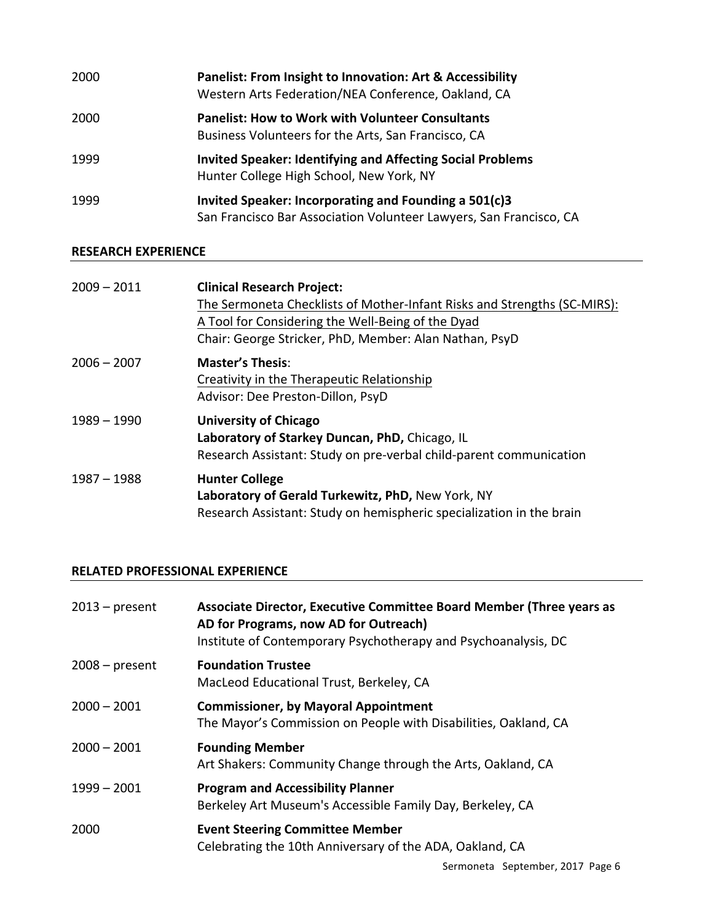2000 **Panelist: From Insight to Innovation: Art & Accessibility**
Western Arts Federation/NEA Conference, Oakland, CA

2000 **Panelist: How to Work with Volunteer Consultants**
Business Volunteers for the Arts, San Francisco, CA

1999 **Invited Speaker: Identifying and Affecting Social Problems**
Hunter College High School, New York, NY

1999 **Invited Speaker: Incorporating and Founding a 501(c)3**
San Francisco Bar Association Volunteer Lawyers, San Francisco, CA

## RESEARCH EXPERIENCE

2009 – 2011 **Clinical Research Project:**
The Sermoneta Checklists of Mother-Infant Risks and Strengths (SC-MIRS): A Tool for Considering the Well-Being of the Dyad
Chair: George Stricker, PhD, Member: Alan Nathan, PsyD

2006 – 2007 **Master's Thesis**:
Creativity in the Therapeutic Relationship
Advisor: Dee Preston-Dillon, PsyD

1989 – 1990 **University of Chicago**
**Laboratory of Starkey Duncan, PhD,** Chicago, IL
Research Assistant: Study on pre-verbal child-parent communication

1987 – 1988 **Hunter College**
**Laboratory of Gerald Turkewitz, PhD,** New York, NY
Research Assistant: Study on hemispheric specialization in the brain

## RELATED PROFESSIONAL EXPERIENCE

2013 – present **Associate Director, Executive Committee Board Member (Three years as AD for Programs, now AD for Outreach)**
Institute of Contemporary Psychotherapy and Psychoanalysis, DC

2008 – present **Foundation Trustee**
MacLeod Educational Trust, Berkeley, CA

2000 – 2001 **Commissioner, by Mayoral Appointment**
The Mayor's Commission on People with Disabilities, Oakland, CA

2000 – 2001 **Founding Member**
Art Shakers: Community Change through the Arts, Oakland, CA

1999 – 2001 **Program and Accessibility Planner**
Berkeley Art Museum's Accessible Family Day, Berkeley, CA

2000 **Event Steering Committee Member**
Celebrating the 10th Anniversary of the ADA, Oakland, CA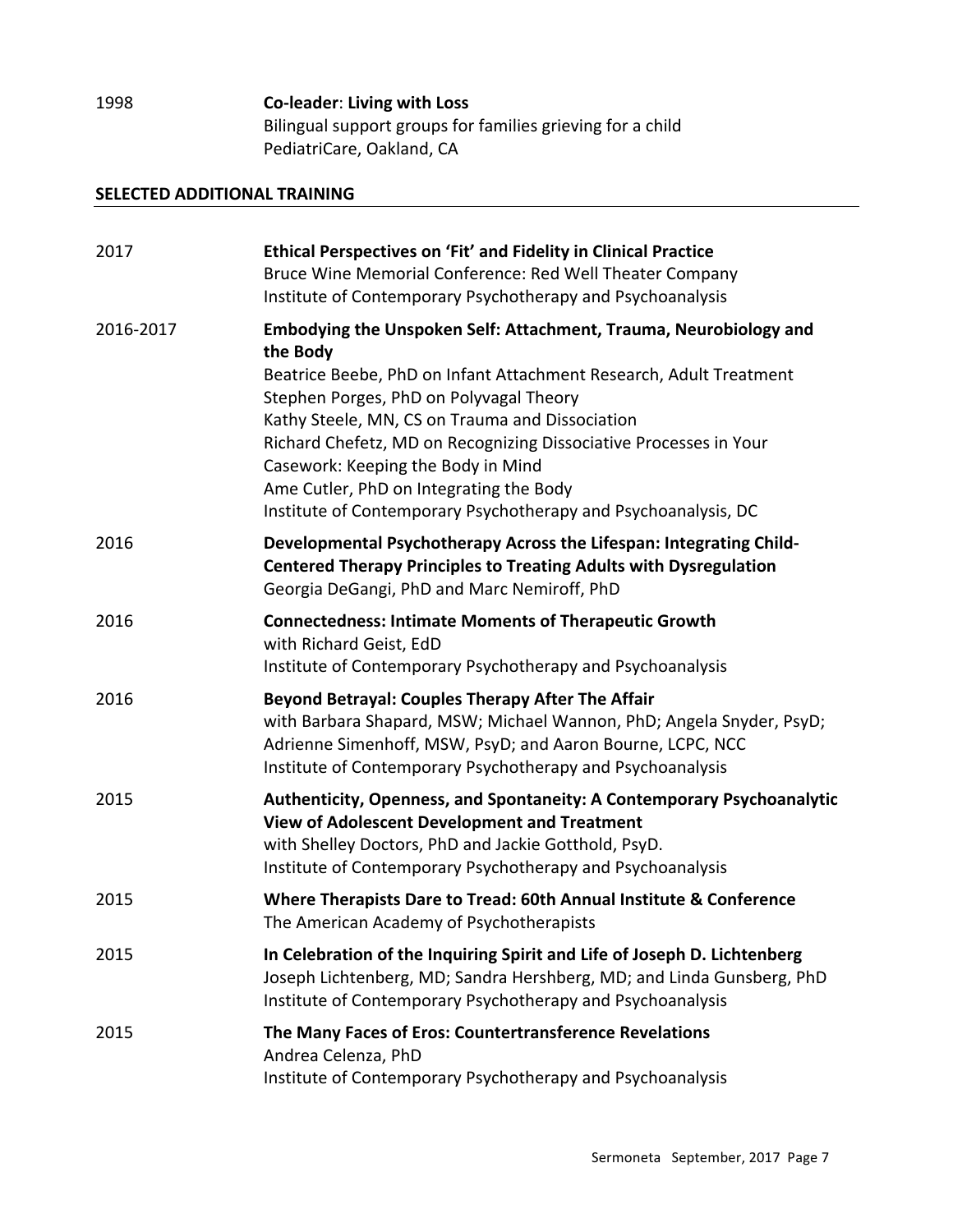1998 **Co-leader**: **Living with Loss**
Bilingual support groups for families grieving for a child
PediatriCare, Oakland, CA

## SELECTED ADDITIONAL TRAINING

2017 **Ethical Perspectives on 'Fit' and Fidelity in Clinical Practice**
Bruce Wine Memorial Conference: Red Well Theater Company
Institute of Contemporary Psychotherapy and Psychoanalysis

2016-2017 **Embodying the Unspoken Self: Attachment, Trauma, Neurobiology and the Body**
Beatrice Beebe, PhD on Infant Attachment Research, Adult Treatment
Stephen Porges, PhD on Polyvagal Theory
Kathy Steele, MN, CS on Trauma and Dissociation
Richard Chefetz, MD on Recognizing Dissociative Processes in Your Casework: Keeping the Body in Mind
Ame Cutler, PhD on Integrating the Body
Institute of Contemporary Psychotherapy and Psychoanalysis, DC

2016 **Developmental Psychotherapy Across the Lifespan: Integrating Child-Centered Therapy Principles to Treating Adults with Dysregulation**
Georgia DeGangi, PhD and Marc Nemiroff, PhD

2016 **Connectedness: Intimate Moments of Therapeutic Growth**
with Richard Geist, EdD
Institute of Contemporary Psychotherapy and Psychoanalysis

2016 **Beyond Betrayal: Couples Therapy After The Affair**
with Barbara Shapard, MSW; Michael Wannon, PhD; Angela Snyder, PsyD; Adrienne Simenhoff, MSW, PsyD; and Aaron Bourne, LCPC, NCC
Institute of Contemporary Psychotherapy and Psychoanalysis

2015 **Authenticity, Openness, and Spontaneity: A Contemporary Psychoanalytic View of Adolescent Development and Treatment**
with Shelley Doctors, PhD and Jackie Gotthold, PsyD.
Institute of Contemporary Psychotherapy and Psychoanalysis

2015 **Where Therapists Dare to Tread: 60th Annual Institute & Conference**
The American Academy of Psychotherapists

2015 **In Celebration of the Inquiring Spirit and Life of Joseph D. Lichtenberg**
Joseph Lichtenberg, MD; Sandra Hershberg, MD; and Linda Gunsberg, PhD
Institute of Contemporary Psychotherapy and Psychoanalysis

2015 **The Many Faces of Eros: Countertransference Revelations**
Andrea Celenza, PhD
Institute of Contemporary Psychotherapy and Psychoanalysis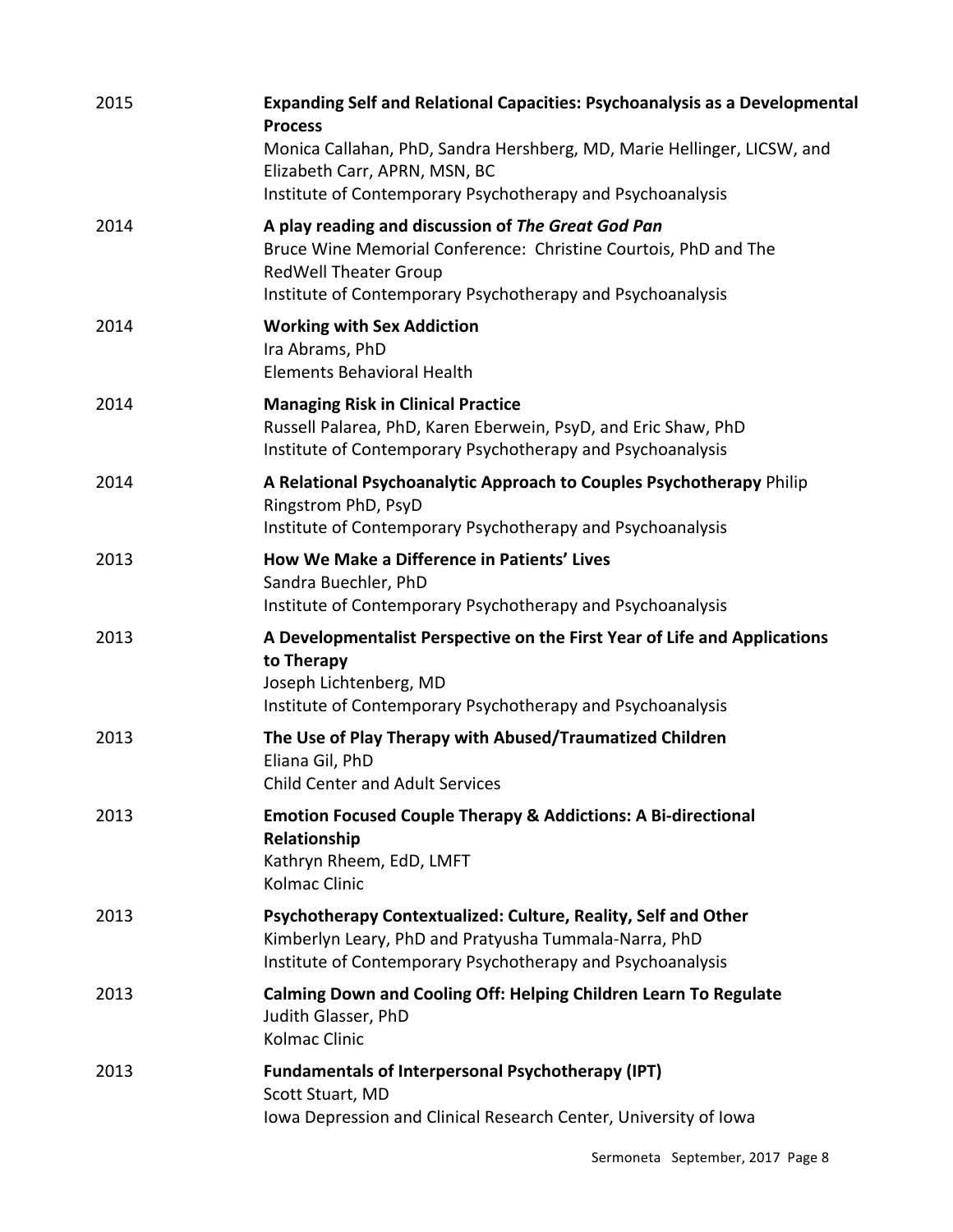| | |
|---|---|
| 2015 | **Expanding Self and Relational Capacities: Psychoanalysis as a Developmental Process**<br>Monica Callahan, PhD, Sandra Hershberg, MD, Marie Hellinger, LICSW, and Elizabeth Carr, APRN, MSN, BC<br>Institute of Contemporary Psychotherapy and Psychoanalysis |
| 2014 | **A play reading and discussion of *The Great God Pan***<br>Bruce Wine Memorial Conference: Christine Courtois, PhD and The RedWell Theater Group<br>Institute of Contemporary Psychotherapy and Psychoanalysis |
| 2014 | **Working with Sex Addiction**<br>Ira Abrams, PhD<br>Elements Behavioral Health |
| 2014 | **Managing Risk in Clinical Practice**<br>Russell Palarea, PhD, Karen Eberwein, PsyD, and Eric Shaw, PhD<br>Institute of Contemporary Psychotherapy and Psychoanalysis |
| 2014 | **A Relational Psychoanalytic Approach to Couples Psychotherapy** Philip Ringstrom PhD, PsyD<br>Institute of Contemporary Psychotherapy and Psychoanalysis |
| 2013 | **How We Make a Difference in Patients' Lives**<br>Sandra Buechler, PhD<br>Institute of Contemporary Psychotherapy and Psychoanalysis |
| 2013 | **A Developmentalist Perspective on the First Year of Life and Applications to Therapy**<br>Joseph Lichtenberg, MD<br>Institute of Contemporary Psychotherapy and Psychoanalysis |
| 2013 | **The Use of Play Therapy with Abused/Traumatized Children**<br>Eliana Gil, PhD<br>Child Center and Adult Services |
| 2013 | **Emotion Focused Couple Therapy & Addictions: A Bi-directional Relationship**<br>Kathryn Rheem, EdD, LMFT<br>Kolmac Clinic |
| 2013 | **Psychotherapy Contextualized: Culture, Reality, Self and Other**<br>Kimberlyn Leary, PhD and Pratyusha Tummala-Narra, PhD<br>Institute of Contemporary Psychotherapy and Psychoanalysis |
| 2013 | **Calming Down and Cooling Off: Helping Children Learn To Regulate**<br>Judith Glasser, PhD<br>Kolmac Clinic |
| 2013 | **Fundamentals of Interpersonal Psychotherapy (IPT)**<br>Scott Stuart, MD<br>Iowa Depression and Clinical Research Center, University of Iowa |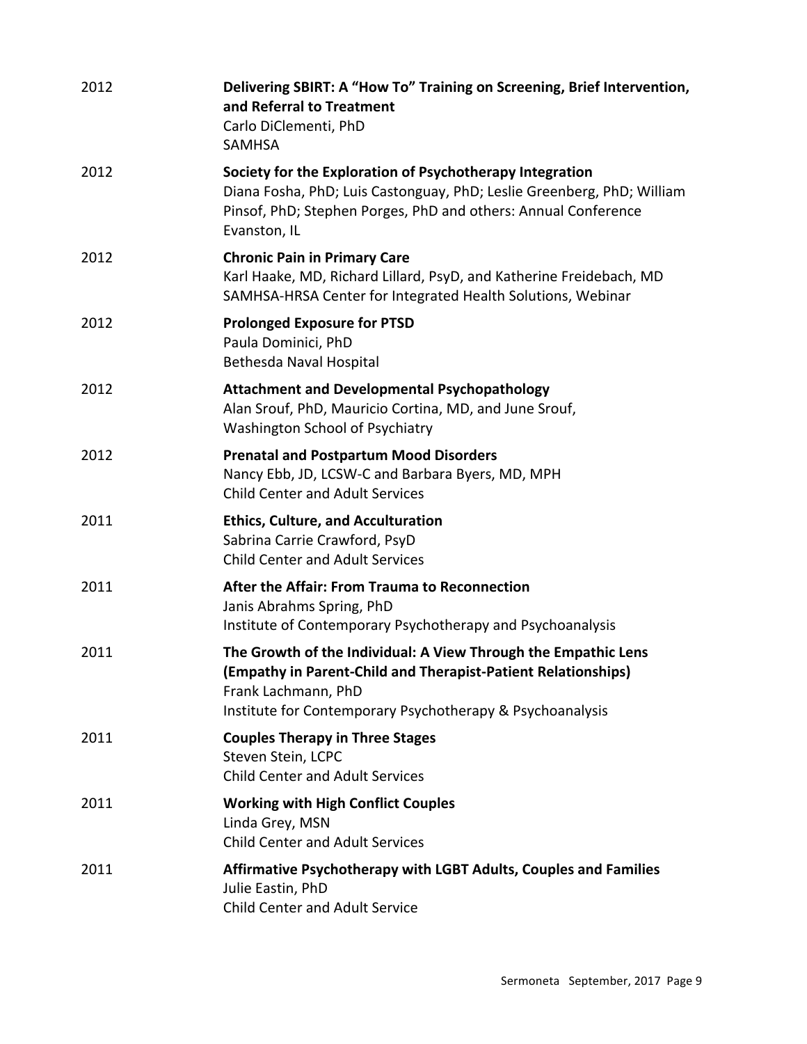2012 **Delivering SBIRT: A "How To" Training on Screening, Brief Intervention, and Referral to Treatment**
Carlo DiClementi, PhD
SAMHSA

2012 **Society for the Exploration of Psychotherapy Integration**
Diana Fosha, PhD; Luis Castonguay, PhD; Leslie Greenberg, PhD; William Pinsof, PhD; Stephen Porges, PhD and others: Annual Conference
Evanston, IL

2012 **Chronic Pain in Primary Care**
Karl Haake, MD, Richard Lillard, PsyD, and Katherine Freidebach, MD
SAMHSA-HRSA Center for Integrated Health Solutions, Webinar

2012 **Prolonged Exposure for PTSD**
Paula Dominici, PhD
Bethesda Naval Hospital

2012 **Attachment and Developmental Psychopathology**
Alan Srouf, PhD, Mauricio Cortina, MD, and June Srouf,
Washington School of Psychiatry

2012 **Prenatal and Postpartum Mood Disorders**
Nancy Ebb, JD, LCSW-C and Barbara Byers, MD, MPH
Child Center and Adult Services

2011 **Ethics, Culture, and Acculturation**
Sabrina Carrie Crawford, PsyD
Child Center and Adult Services

2011 **After the Affair: From Trauma to Reconnection**
Janis Abrahms Spring, PhD
Institute of Contemporary Psychotherapy and Psychoanalysis

2011 **The Growth of the Individual: A View Through the Empathic Lens (Empathy in Parent-Child and Therapist-Patient Relationships)**
Frank Lachmann, PhD
Institute for Contemporary Psychotherapy & Psychoanalysis

2011 **Couples Therapy in Three Stages**
Steven Stein, LCPC
Child Center and Adult Services

2011 **Working with High Conflict Couples**
Linda Grey, MSN
Child Center and Adult Services

2011 **Affirmative Psychotherapy with LGBT Adults, Couples and Families**
Julie Eastin, PhD
Child Center and Adult Service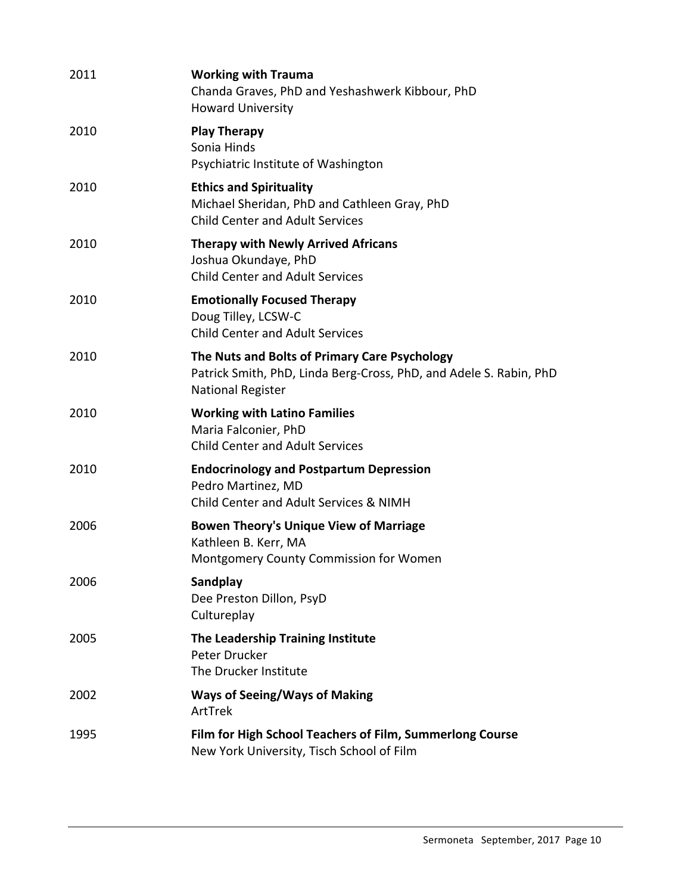2011 **Working with Trauma**
Chanda Graves, PhD and Yeshashwerk Kibbour, PhD
Howard University

2010 **Play Therapy**
Sonia Hinds
Psychiatric Institute of Washington

2010 **Ethics and Spirituality**
Michael Sheridan, PhD and Cathleen Gray, PhD
Child Center and Adult Services

2010 **Therapy with Newly Arrived Africans**
Joshua Okundaye, PhD
Child Center and Adult Services

2010 **Emotionally Focused Therapy**
Doug Tilley, LCSW-C
Child Center and Adult Services

2010 **The Nuts and Bolts of Primary Care Psychology**
Patrick Smith, PhD, Linda Berg-Cross, PhD, and Adele S. Rabin, PhD
National Register

2010 **Working with Latino Families**
Maria Falconier, PhD
Child Center and Adult Services

2010 **Endocrinology and Postpartum Depression**
Pedro Martinez, MD
Child Center and Adult Services & NIMH

2006 **Bowen Theory's Unique View of Marriage**
Kathleen B. Kerr, MA
Montgomery County Commission for Women

2006 **Sandplay**
Dee Preston Dillon, PsyD
Cultureplay

2005 **The Leadership Training Institute**
Peter Drucker
The Drucker Institute

2002 **Ways of Seeing/Ways of Making**
ArtTrek

1995 **Film for High School Teachers of Film, Summerlong Course**
New York University, Tisch School of Film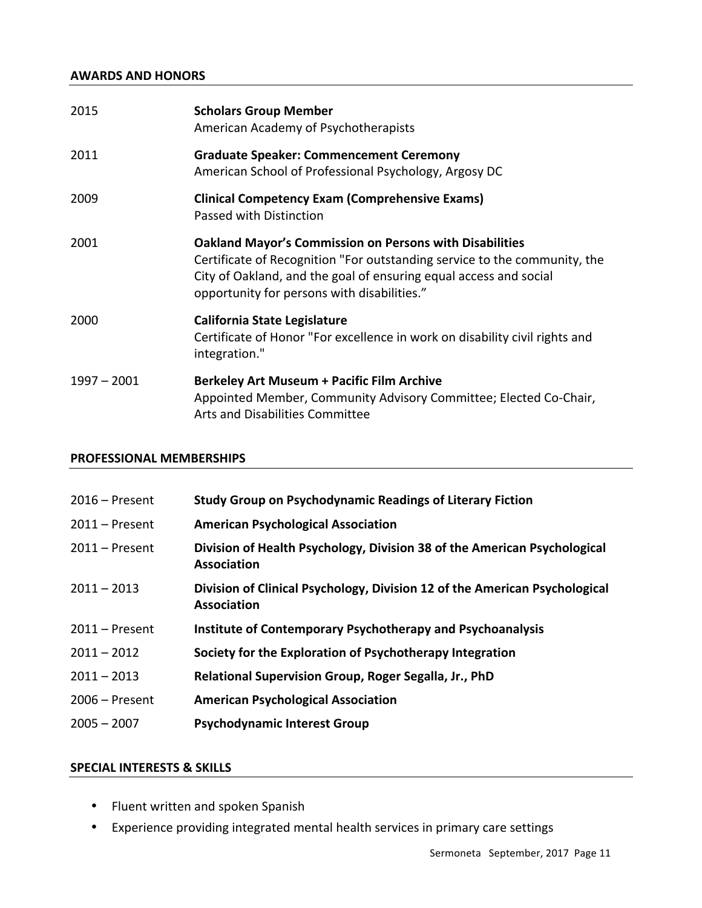## AWARDS AND HONORS

| | |
|---|---|
| 2015 | **Scholars Group Member**<br>American Academy of Psychotherapists |
| 2011 | **Graduate Speaker: Commencement Ceremony**<br>American School of Professional Psychology, Argosy DC |
| 2009 | **Clinical Competency Exam (Comprehensive Exams)**<br>Passed with Distinction |
| 2001 | **Oakland Mayor's Commission on Persons with Disabilities**<br>Certificate of Recognition "For outstanding service to the community, the City of Oakland, and the goal of ensuring equal access and social opportunity for persons with disabilities." |
| 2000 | **California State Legislature**<br>Certificate of Honor "For excellence in work on disability civil rights and integration." |
| 1997 – 2001 | **Berkeley Art Museum + Pacific Film Archive**<br>Appointed Member, Community Advisory Committee; Elected Co-Chair, Arts and Disabilities Committee |

## PROFESSIONAL MEMBERSHIPS

| | |
|---|---|
| 2016 – Present | **Study Group on Psychodynamic Readings of Literary Fiction** |
| 2011 – Present | **American Psychological Association** |
| 2011 – Present | **Division of Health Psychology, Division 38 of the American Psychological Association** |
| 2011 – 2013 | **Division of Clinical Psychology, Division 12 of the American Psychological Association** |
| 2011 – Present | **Institute of Contemporary Psychotherapy and Psychoanalysis** |
| 2011 – 2012 | **Society for the Exploration of Psychotherapy Integration** |
| 2011 – 2013 | **Relational Supervision Group, Roger Segalla, Jr., PhD** |
| 2006 – Present | **American Psychological Association** |
| 2005 – 2007 | **Psychodynamic Interest Group** |

## SPECIAL INTERESTS & SKILLS

- Fluent written and spoken Spanish
- Experience providing integrated mental health services in primary care settings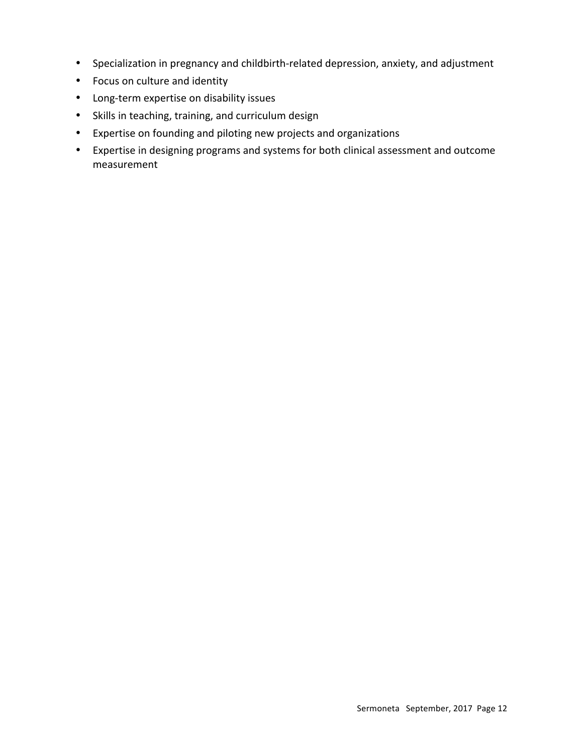- Specialization in pregnancy and childbirth-related depression, anxiety, and adjustment
- Focus on culture and identity
- Long-term expertise on disability issues
- Skills in teaching, training, and curriculum design
- Expertise on founding and piloting new projects and organizations
- Expertise in designing programs and systems for both clinical assessment and outcome measurement